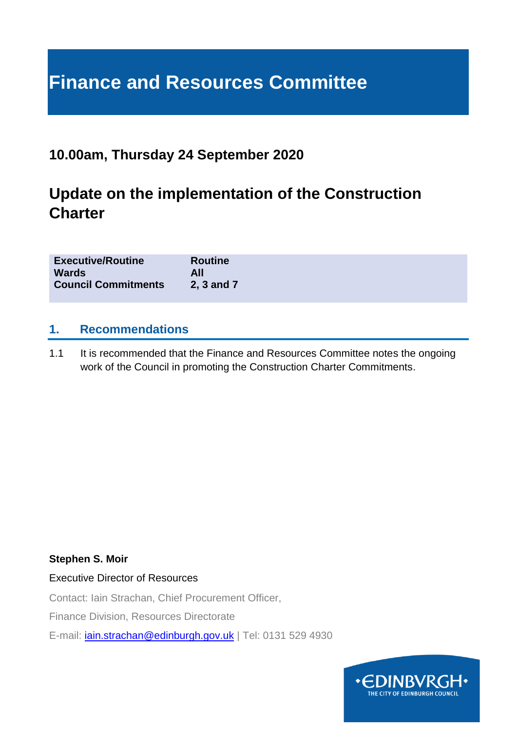# Finance and Resources Committee

## 10.00am, Thursday 24 September 2020

## Update on the implementation of the Construction Charter

| | |
|---|---|
| **Executive/Routine** | **Routine** |
| **Wards** | **All** |
| **Council Commitments** | **2, 3 and 7** |

## 1. Recommendations

1.1 It is recommended that the Finance and Resources Committee notes the ongoing work of the Council in promoting the Construction Charter Commitments.

**Stephen S. Moir**

Executive Director of Resources

Contact: Iain Strachan, Chief Procurement Officer,

Finance Division, Resources Directorate

E-mail: iain.strachan@edinburgh.gov.uk | Tel: 0131 529 4930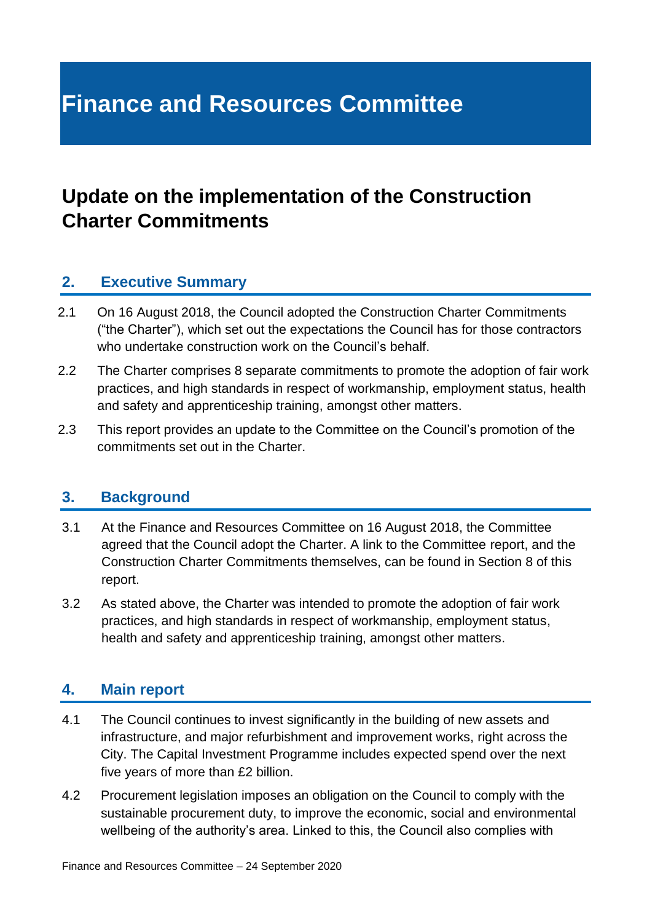# Finance and Resources Committee

## Update on the implementation of the Construction Charter Commitments

### 2. Executive Summary

2.1 On 16 August 2018, the Council adopted the Construction Charter Commitments ("the Charter"), which set out the expectations the Council has for those contractors who undertake construction work on the Council's behalf.

2.2 The Charter comprises 8 separate commitments to promote the adoption of fair work practices, and high standards in respect of workmanship, employment status, health and safety and apprenticeship training, amongst other matters.

2.3 This report provides an update to the Committee on the Council's promotion of the commitments set out in the Charter.

### 3. Background

3.1 At the Finance and Resources Committee on 16 August 2018, the Committee agreed that the Council adopt the Charter. A link to the Committee report, and the Construction Charter Commitments themselves, can be found in Section 8 of this report.

3.2 As stated above, the Charter was intended to promote the adoption of fair work practices, and high standards in respect of workmanship, employment status, health and safety and apprenticeship training, amongst other matters.

### 4. Main report

4.1 The Council continues to invest significantly in the building of new assets and infrastructure, and major refurbishment and improvement works, right across the City. The Capital Investment Programme includes expected spend over the next five years of more than £2 billion.

4.2 Procurement legislation imposes an obligation on the Council to comply with the sustainable procurement duty, to improve the economic, social and environmental wellbeing of the authority's area. Linked to this, the Council also complies with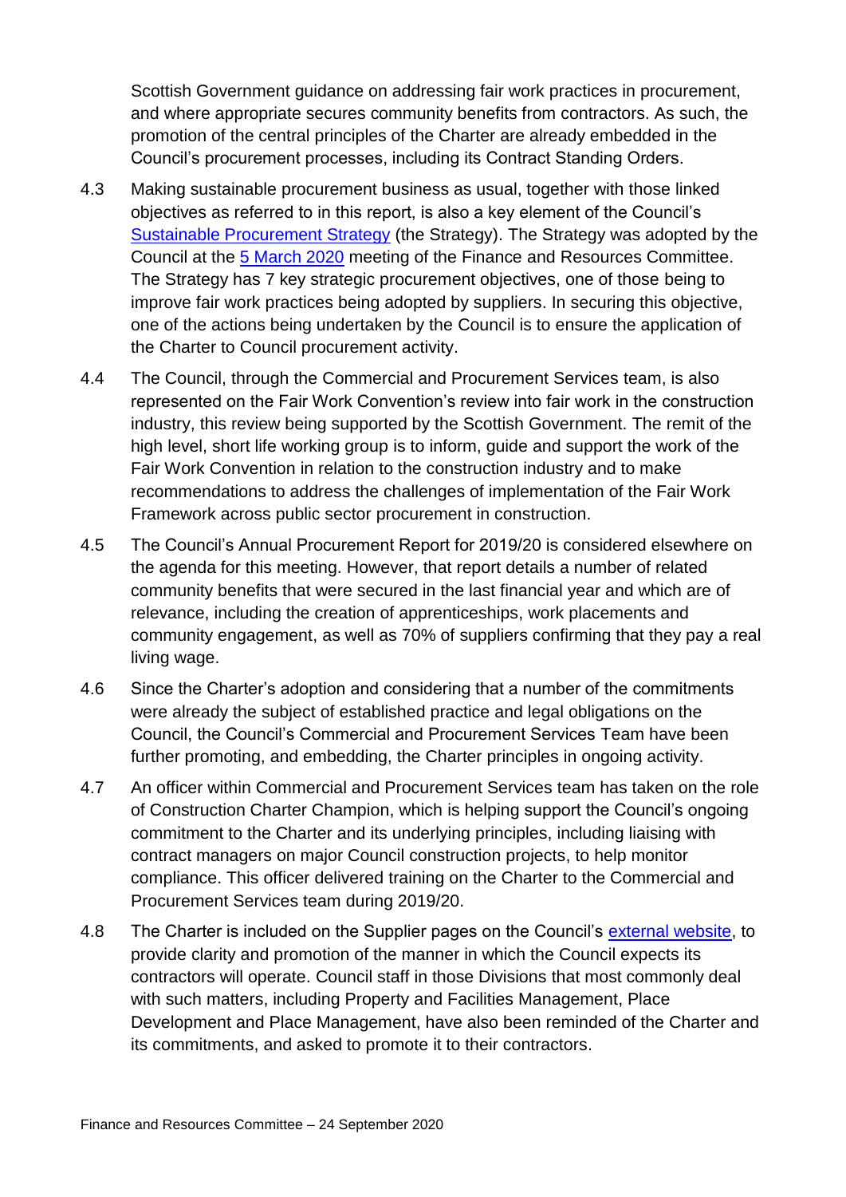Scottish Government guidance on addressing fair work practices in procurement, and where appropriate secures community benefits from contractors. As such, the promotion of the central principles of the Charter are already embedded in the Council's procurement processes, including its Contract Standing Orders.

4.3 Making sustainable procurement business as usual, together with those linked objectives as referred to in this report, is also a key element of the Council's Sustainable Procurement Strategy (the Strategy). The Strategy was adopted by the Council at the 5 March 2020 meeting of the Finance and Resources Committee. The Strategy has 7 key strategic procurement objectives, one of those being to improve fair work practices being adopted by suppliers. In securing this objective, one of the actions being undertaken by the Council is to ensure the application of the Charter to Council procurement activity.

4.4 The Council, through the Commercial and Procurement Services team, is also represented on the Fair Work Convention's review into fair work in the construction industry, this review being supported by the Scottish Government. The remit of the high level, short life working group is to inform, guide and support the work of the Fair Work Convention in relation to the construction industry and to make recommendations to address the challenges of implementation of the Fair Work Framework across public sector procurement in construction.

4.5 The Council's Annual Procurement Report for 2019/20 is considered elsewhere on the agenda for this meeting. However, that report details a number of related community benefits that were secured in the last financial year and which are of relevance, including the creation of apprenticeships, work placements and community engagement, as well as 70% of suppliers confirming that they pay a real living wage.

4.6 Since the Charter's adoption and considering that a number of the commitments were already the subject of established practice and legal obligations on the Council, the Council's Commercial and Procurement Services Team have been further promoting, and embedding, the Charter principles in ongoing activity.

4.7 An officer within Commercial and Procurement Services team has taken on the role of Construction Charter Champion, which is helping support the Council's ongoing commitment to the Charter and its underlying principles, including liaising with contract managers on major Council construction projects, to help monitor compliance. This officer delivered training on the Charter to the Commercial and Procurement Services team during 2019/20.

4.8 The Charter is included on the Supplier pages on the Council's external website, to provide clarity and promotion of the manner in which the Council expects its contractors will operate. Council staff in those Divisions that most commonly deal with such matters, including Property and Facilities Management, Place Development and Place Management, have also been reminded of the Charter and its commitments, and asked to promote it to their contractors.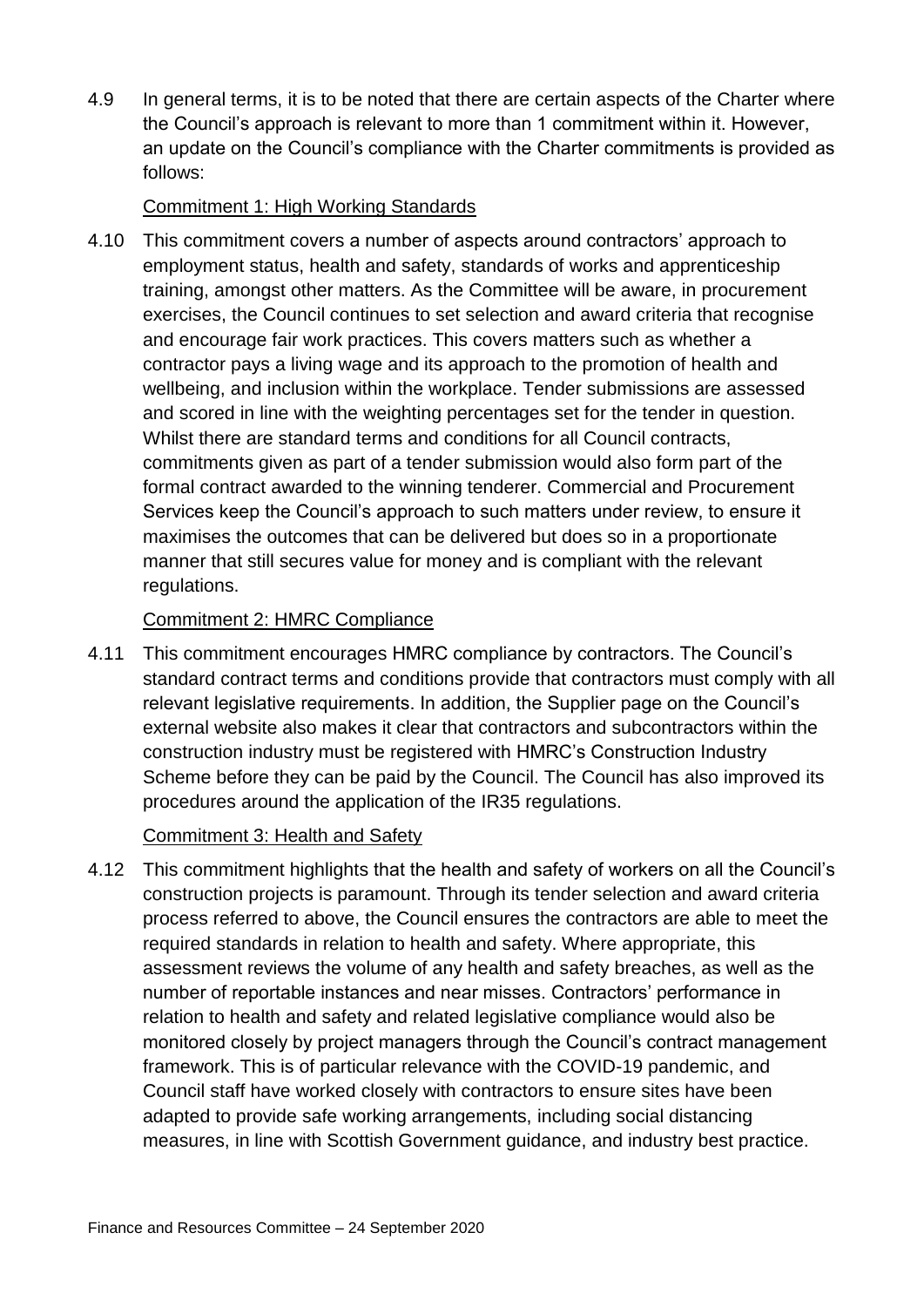4.9 In general terms, it is to be noted that there are certain aspects of the Charter where the Council's approach is relevant to more than 1 commitment within it. However, an update on the Council's compliance with the Charter commitments is provided as follows:

Commitment 1: High Working Standards

4.10 This commitment covers a number of aspects around contractors' approach to employment status, health and safety, standards of works and apprenticeship training, amongst other matters. As the Committee will be aware, in procurement exercises, the Council continues to set selection and award criteria that recognise and encourage fair work practices. This covers matters such as whether a contractor pays a living wage and its approach to the promotion of health and wellbeing, and inclusion within the workplace. Tender submissions are assessed and scored in line with the weighting percentages set for the tender in question. Whilst there are standard terms and conditions for all Council contracts, commitments given as part of a tender submission would also form part of the formal contract awarded to the winning tenderer. Commercial and Procurement Services keep the Council's approach to such matters under review, to ensure it maximises the outcomes that can be delivered but does so in a proportionate manner that still secures value for money and is compliant with the relevant regulations.

Commitment 2: HMRC Compliance

4.11 This commitment encourages HMRC compliance by contractors. The Council's standard contract terms and conditions provide that contractors must comply with all relevant legislative requirements. In addition, the Supplier page on the Council's external website also makes it clear that contractors and subcontractors within the construction industry must be registered with HMRC's Construction Industry Scheme before they can be paid by the Council. The Council has also improved its procedures around the application of the IR35 regulations.

Commitment 3: Health and Safety

4.12 This commitment highlights that the health and safety of workers on all the Council's construction projects is paramount. Through its tender selection and award criteria process referred to above, the Council ensures the contractors are able to meet the required standards in relation to health and safety. Where appropriate, this assessment reviews the volume of any health and safety breaches, as well as the number of reportable instances and near misses. Contractors' performance in relation to health and safety and related legislative compliance would also be monitored closely by project managers through the Council's contract management framework. This is of particular relevance with the COVID-19 pandemic, and Council staff have worked closely with contractors to ensure sites have been adapted to provide safe working arrangements, including social distancing measures, in line with Scottish Government guidance, and industry best practice.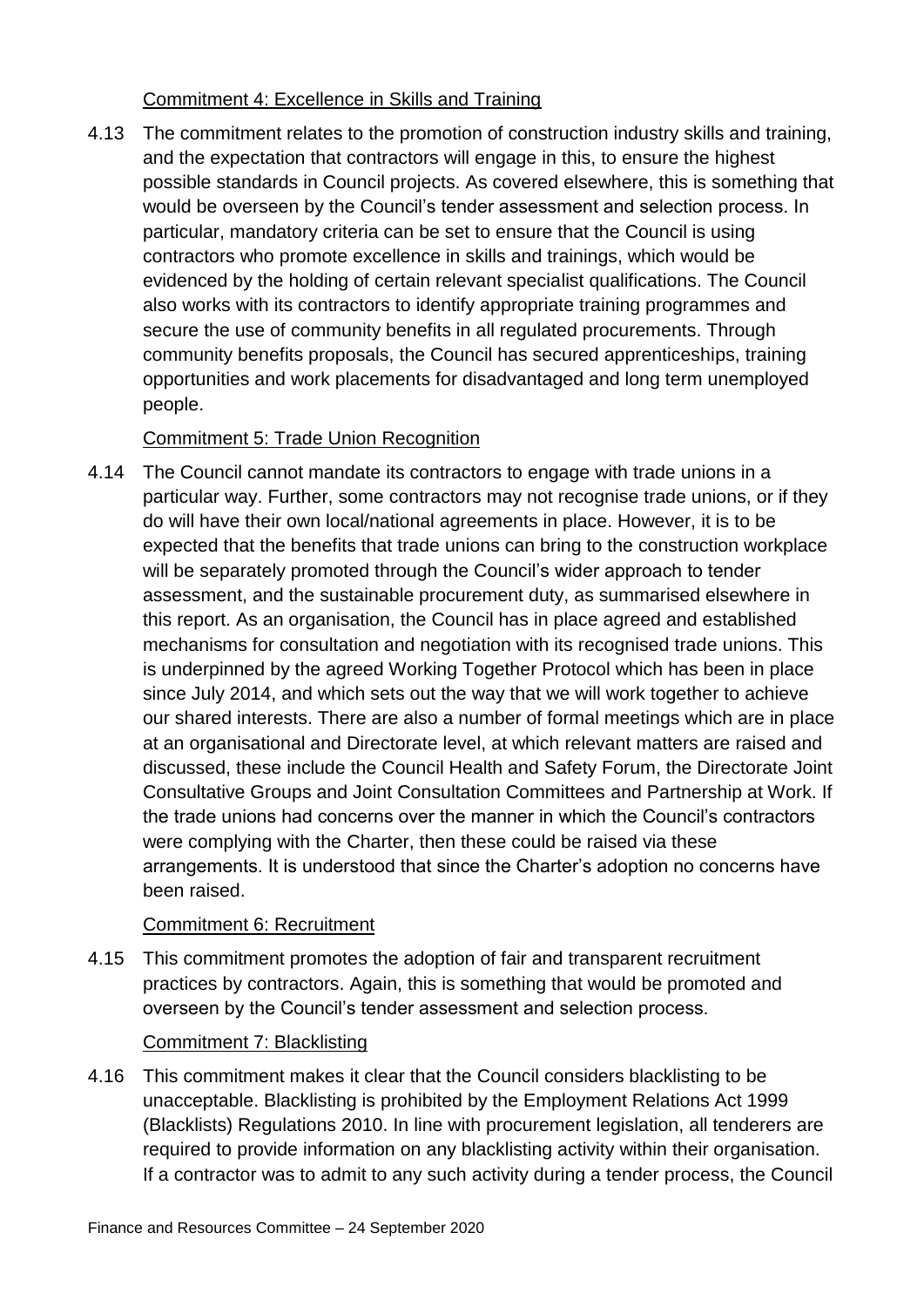Commitment 4: Excellence in Skills and Training

4.13 The commitment relates to the promotion of construction industry skills and training, and the expectation that contractors will engage in this, to ensure the highest possible standards in Council projects. As covered elsewhere, this is something that would be overseen by the Council's tender assessment and selection process. In particular, mandatory criteria can be set to ensure that the Council is using contractors who promote excellence in skills and trainings, which would be evidenced by the holding of certain relevant specialist qualifications. The Council also works with its contractors to identify appropriate training programmes and secure the use of community benefits in all regulated procurements. Through community benefits proposals, the Council has secured apprenticeships, training opportunities and work placements for disadvantaged and long term unemployed people.

Commitment 5: Trade Union Recognition

4.14 The Council cannot mandate its contractors to engage with trade unions in a particular way. Further, some contractors may not recognise trade unions, or if they do will have their own local/national agreements in place. However, it is to be expected that the benefits that trade unions can bring to the construction workplace will be separately promoted through the Council's wider approach to tender assessment, and the sustainable procurement duty, as summarised elsewhere in this report. As an organisation, the Council has in place agreed and established mechanisms for consultation and negotiation with its recognised trade unions. This is underpinned by the agreed Working Together Protocol which has been in place since July 2014, and which sets out the way that we will work together to achieve our shared interests. There are also a number of formal meetings which are in place at an organisational and Directorate level, at which relevant matters are raised and discussed, these include the Council Health and Safety Forum, the Directorate Joint Consultative Groups and Joint Consultation Committees and Partnership at Work. If the trade unions had concerns over the manner in which the Council's contractors were complying with the Charter, then these could be raised via these arrangements. It is understood that since the Charter's adoption no concerns have been raised.

Commitment 6: Recruitment

4.15 This commitment promotes the adoption of fair and transparent recruitment practices by contractors. Again, this is something that would be promoted and overseen by the Council's tender assessment and selection process.

Commitment 7: Blacklisting

4.16 This commitment makes it clear that the Council considers blacklisting to be unacceptable. Blacklisting is prohibited by the Employment Relations Act 1999 (Blacklists) Regulations 2010. In line with procurement legislation, all tenderers are required to provide information on any blacklisting activity within their organisation. If a contractor was to admit to any such activity during a tender process, the Council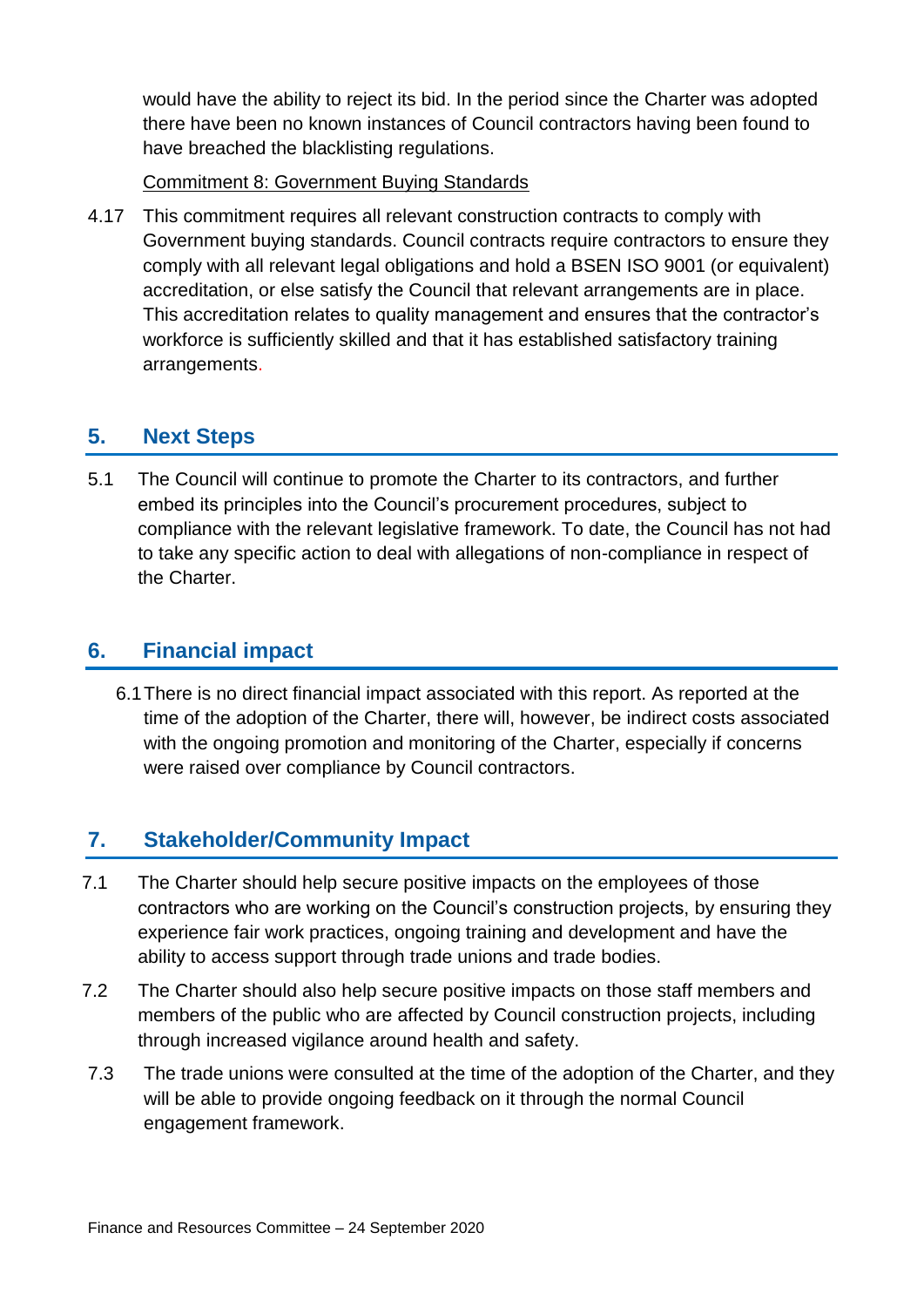would have the ability to reject its bid. In the period since the Charter was adopted there have been no known instances of Council contractors having been found to have breached the blacklisting regulations.

Commitment 8: Government Buying Standards

4.17 This commitment requires all relevant construction contracts to comply with Government buying standards. Council contracts require contractors to ensure they comply with all relevant legal obligations and hold a BSEN ISO 9001 (or equivalent) accreditation, or else satisfy the Council that relevant arrangements are in place. This accreditation relates to quality management and ensures that the contractor's workforce is sufficiently skilled and that it has established satisfactory training arrangements.

## 5. Next Steps

5.1 The Council will continue to promote the Charter to its contractors, and further embed its principles into the Council's procurement procedures, subject to compliance with the relevant legislative framework. To date, the Council has not had to take any specific action to deal with allegations of non-compliance in respect of the Charter.

## 6. Financial impact

6.1 There is no direct financial impact associated with this report. As reported at the time of the adoption of the Charter, there will, however, be indirect costs associated with the ongoing promotion and monitoring of the Charter, especially if concerns were raised over compliance by Council contractors.

## 7. Stakeholder/Community Impact

7.1 The Charter should help secure positive impacts on the employees of those contractors who are working on the Council's construction projects, by ensuring they experience fair work practices, ongoing training and development and have the ability to access support through trade unions and trade bodies.

7.2 The Charter should also help secure positive impacts on those staff members and members of the public who are affected by Council construction projects, including through increased vigilance around health and safety.

7.3 The trade unions were consulted at the time of the adoption of the Charter, and they will be able to provide ongoing feedback on it through the normal Council engagement framework.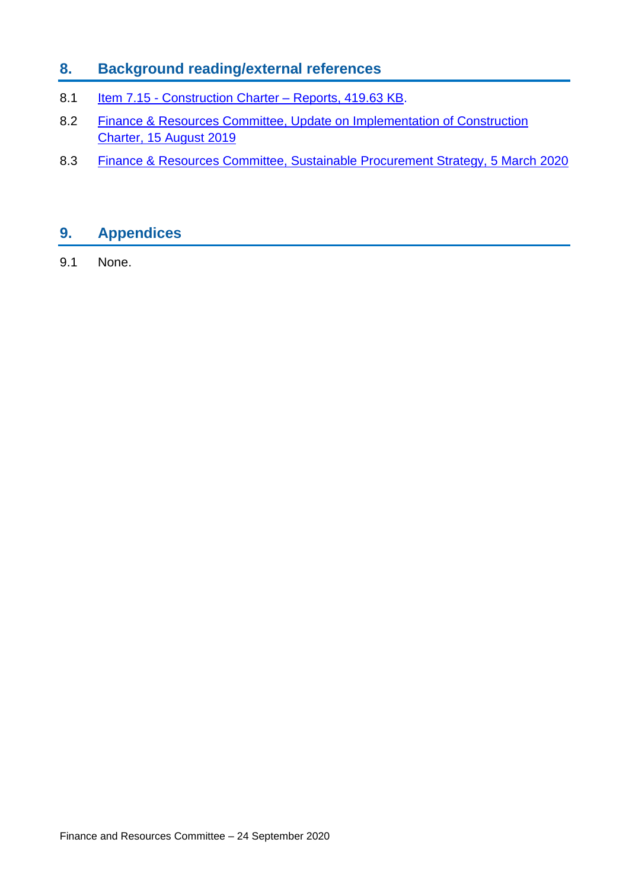## 8. Background reading/external references

8.1 Item 7.15 - Construction Charter – Reports, 419.63 KB.

8.2 Finance & Resources Committee, Update on Implementation of Construction Charter, 15 August 2019

8.3 Finance & Resources Committee, Sustainable Procurement Strategy, 5 March 2020

## 9. Appendices

9.1 None.